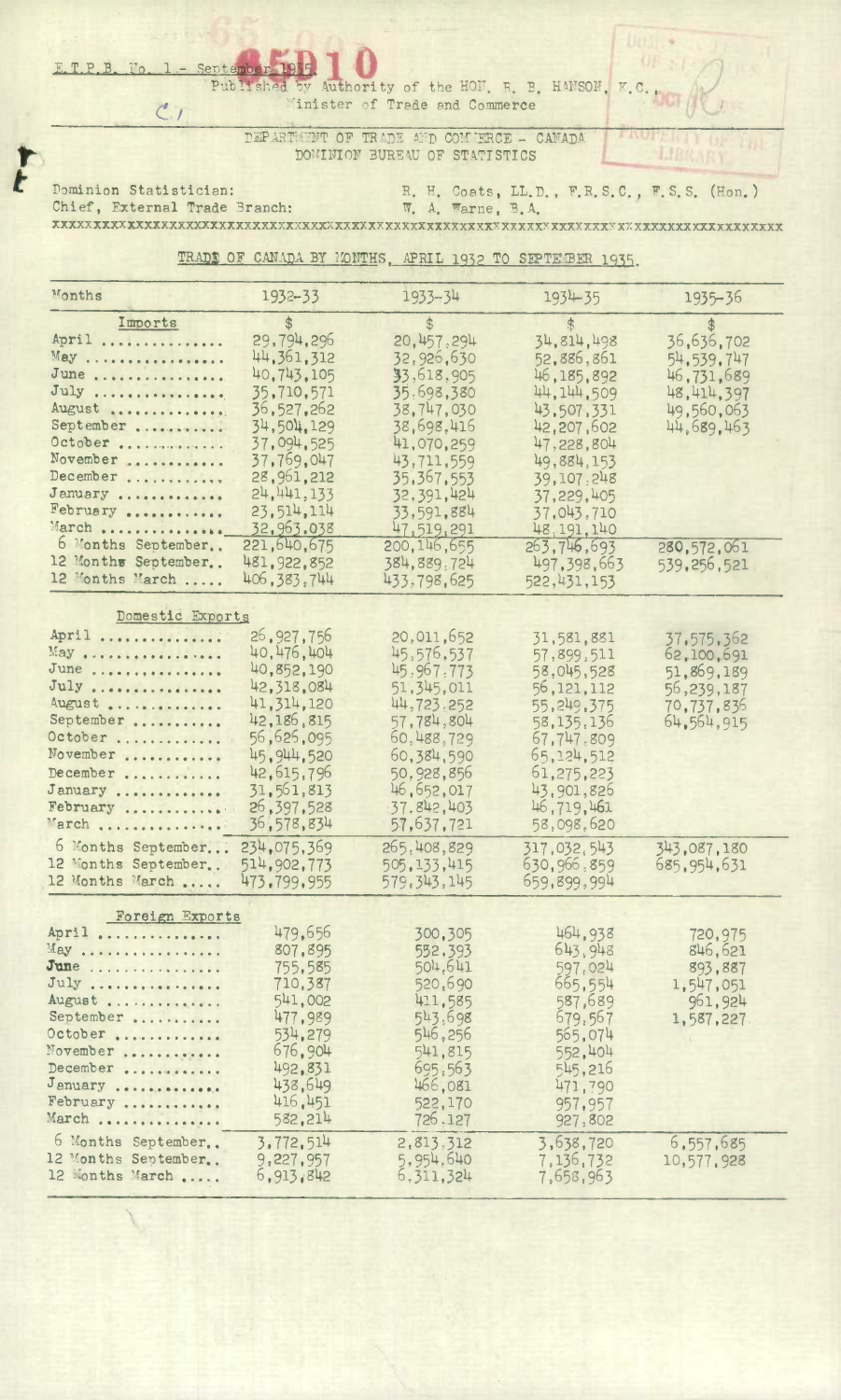E.T.P.B. No. 1 - September 1935

Published by Authority of the HON. R. B. HANSON, K.C.,
Minister of Trade and Commerce

DEPARTMENT OF TRADE AND COMMERCE - CANADA
DOMINION BUREAU OF STATISTICS

Dominion Statistician: R. H. Coats, LL.D., F.R.S.C., F.S.S. (Hon.)
Chief, External Trade Branch: W. A. Warne, B.A.

## TRADE OF CANADA BY MONTHS, APRIL 1932 TO SEPTEMBER 1935.

| Months | 1932-33 | 1933-34 | 1934-35 | 1935-36 |
|---|---|---|---|---|
| **Imports** | $ | $ | $ | $ |
| April | 29,794,296 | 20,457,294 | 34,814,498 | 36,636,702 |
| May | 44,361,312 | 32,926,630 | 52,886,861 | 54,539,747 |
| June | 40,743,105 | 33,618,905 | 46,185,892 | 46,731,689 |
| July | 35,710,571 | 35,698,380 | 44,144,509 | 48,414,397 |
| August | 36,527,262 | 38,747,030 | 43,507,331 | 49,560,063 |
| September | 34,504,129 | 38,698,416 | 42,207,602 | 44,689,463 |
| October | 37,094,525 | 41,070,259 | 47,228,804 | |
| November | 37,769,047 | 43,711,559 | 49,884,153 | |
| December | 28,961,212 | 35,367,553 | 39,107,248 | |
| January | 24,441,133 | 32,391,424 | 37,229,405 | |
| February | 23,514,114 | 33,591,884 | 37,043,710 | |
| March | 32,963,038 | 47,519,291 | 48,191,140 | |
| 6 Months September | 221,640,675 | 200,146,655 | 263,746,693 | 280,572,061 |
| 12 Months September | 481,922,852 | 384,889,724 | 497,398,663 | 539,256,521 |
| 12 Months March | 406,383,744 | 433,798,625 | 522,431,153 | |
| **Domestic Exports** | | | | |
| April | 26,927,756 | 20,011,652 | 31,581,881 | 37,575,362 |
| May | 40,476,404 | 45,576,537 | 57,899,511 | 62,100,691 |
| June | 40,852,190 | 45,967,773 | 58,045,528 | 51,869,189 |
| July | 42,318,084 | 51,345,011 | 56,121,112 | 56,239,187 |
| August | 41,314,120 | 44,723,252 | 55,249,375 | 70,737,836 |
| September | 42,186,815 | 57,784,804 | 58,135,136 | 64,564,915 |
| October | 56,625,095 | 60,488,729 | 67,747,809 | |
| November | 45,944,520 | 60,384,590 | 65,124,512 | |
| December | 42,615,796 | 50,928,856 | 61,275,223 | |
| January | 31,561,813 | 46,652,017 | 43,901,826 | |
| February | 26,397,528 | 37,842,403 | 46,719,461 | |
| March | 36,578,834 | 57,637,721 | 58,098,620 | |
| 6 Months September | 234,075,369 | 265,408,829 | 317,032,543 | 343,087,180 |
| 12 Months September | 514,902,773 | 505,133,415 | 630,966,859 | 685,954,631 |
| 12 Months March | 473,799,955 | 579,343,145 | 659,899,994 | |
| **Foreign Exports** | | | | |
| April | 479,656 | 300,305 | 464,938 | 720,975 |
| May | 807,895 | 552,393 | 643,948 | 846,621 |
| June | 755,585 | 504,641 | 597,024 | 893,887 |
| July | 710,387 | 520,690 | 665,554 | 1,547,051 |
| August | 541,002 | 411,585 | 587,689 | 961,924 |
| September | 477,989 | 543,698 | 679,567 | 1,587,227 |
| October | 534,279 | 546,256 | 565,074 | |
| November | 676,904 | 541,815 | 552,404 | |
| December | 492,831 | 695,563 | 545,216 | |
| January | 438,649 | 466,081 | 471,790 | |
| February | 416,451 | 522,170 | 957,957 | |
| March | 582,214 | 726,127 | 927,802 | |
| 6 Months September | 3,772,514 | 2,813,312 | 3,638,720 | 6,557,685 |
| 12 Months September | 9,227,957 | 5,954,640 | 7,136,732 | 10,577,928 |
| 12 Months March | 6,913,842 | 6,311,324 | 7,658,963 | |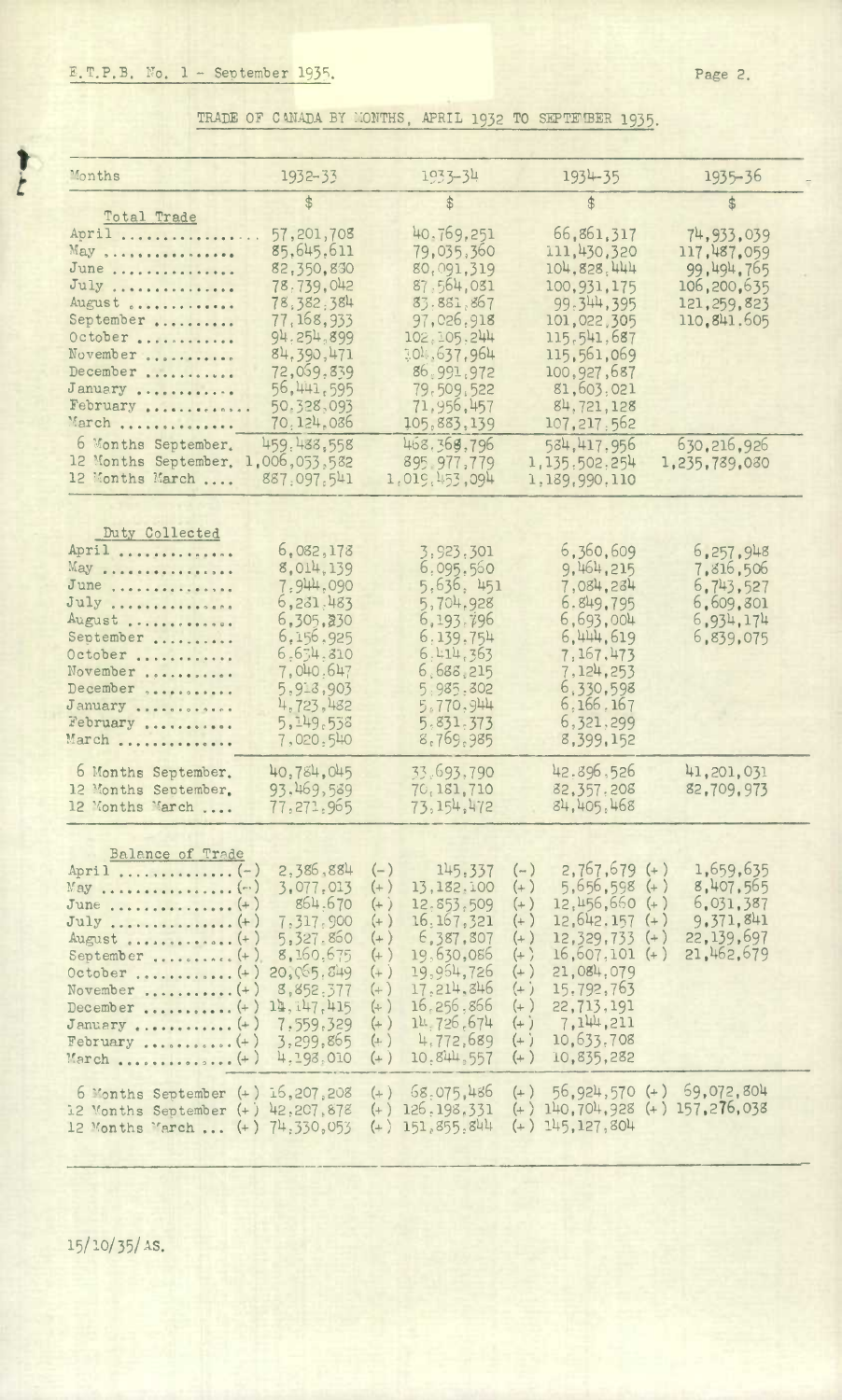E.T.P.B. No. 1 - September 1935.

# TRADE OF CANADA BY MONTHS, APRIL 1932 TO SEPTEMBER 1935.

| Months | 1932-33 | 1933-34 | 1934-35 | 1935-36 |
|---|---|---|---|---|
| | $ | $ | $ | $ |
| **Total Trade** | | | | |
| April | 57,201,708 | 40,769,251 | 66,861,317 | 74,933,039 |
| May | 85,645,611 | 79,035,360 | 111,430,320 | 117,487,059 |
| June | 82,350,830 | 80,091,319 | 104,828,444 | 99,494,765 |
| July | 78,739,042 | 87,564,031 | 100,931,175 | 106,200,635 |
| August | 78,382,384 | 83,881,867 | 99,344,395 | 121,259,823 |
| September | 77,168,933 | 97,026,918 | 101,022,305 | 110,841,605 |
| October | 94,254,899 | 102,105,244 | 115,541,687 | |
| November | 84,390,471 | 104,637,964 | 115,561,069 | |
| December | 72,069,839 | 86,991,972 | 100,927,687 | |
| January | 56,441,595 | 79,509,522 | 81,603,021 | |
| February | 50,328,093 | 71,956,457 | 84,721,128 | |
| March | 70,124,086 | 105,883,139 | 107,217,562 | |
| 6 Months September. | 459,488,558 | 468,368,796 | 584,417,956 | 630,216,926 |
| 12 Months September. | 1,006,053,582 | 895,977,779 | 1,135,502,254 | 1,235,789,080 |
| 12 Months March .... | 887,097,541 | 1,019,453,094 | 1,189,990,110 | |
| **Duty Collected** | | | | |
| April | 6,082,178 | 3,923,301 | 6,360,609 | 6,257,948 |
| May | 8,014,139 | 6,095,560 | 9,464,215 | 7,816,506 |
| June | 7,944,090 | 5,636,451 | 7,084,284 | 6,743,527 |
| July | 6,281,483 | 5,704,928 | 6,849,795 | 6,609,801 |
| August | 6,305,230 | 6,193,796 | 6,693,004 | 6,934,174 |
| September | 6,156,925 | 6,139,754 | 6,444,619 | 6,839,075 |
| October | 6,654,810 | 6,414,363 | 7,167,473 | |
| November | 7,040,647 | 6,688,215 | 7,124,253 | |
| December | 5,918,903 | 5,985,302 | 6,330,598 | |
| January | 4,723,482 | 5,770,944 | 6,166,167 | |
| February | 5,149,558 | 5,831,373 | 6,321,299 | |
| March | 7,020,540 | 8,769,985 | 8,399,152 | |
| 6 Months September. | 40,784,045 | 33,693,790 | 42,896,526 | 41,201,031 |
| 12 Months September. | 93,469,589 | 70,181,710 | 82,357,208 | 82,709,973 |
| 12 Months March .... | 77,271,965 | 73,154,472 | 84,405,468 | |
| **Balance of Trade** | | | | |
| April | (-) 2,386,884 | (-) 145,337 | (-) 2,767,679 | (+) 1,659,635 |
| May | (-) 3,077,013 | (+) 13,182,100 | (+) 5,656,598 | (+) 8,407,565 |
| June | (+) 864,670 | (+) 12,853,509 | (+) 12,456,660 | (+) 6,031,387 |
| July | (+) 7,317,900 | (+) 16,167,321 | (+) 12,642,157 | (+) 9,371,841 |
| August | (+) 5,327,860 | (+) 6,387,807 | (+) 12,329,733 | (+) 22,139,697 |
| September | (+) 8,160,675 | (+) 19,630,086 | (+) 16,607,101 | (+) 21,462,679 |
| October | (+) 20,065,849 | (+) 19,964,726 | (+) 21,084,079 | |
| November | (+) 8,852,377 | (+) 17,214,846 | (+) 15,792,763 | |
| December | (+) 14,147,415 | (+) 16,256,866 | (+) 22,713,191 | |
| January | (+) 7,559,329 | (+) 14,726,674 | (+) 7,144,211 | |
| February | (+) 3,299,865 | (+) 4,772,689 | (+) 10,633,708 | |
| March | (+) 4,198,010 | (+) 10,844,557 | (+) 10,835,282 | |
| 6 Months September | (+) 16,207,208 | (+) 68,075,486 | (+) 56,924,570 | (+) 69,072,804 |
| 12 Months September | (+) 42,207,878 | (+) 126,198,331 | (+) 140,704,928 | (+) 157,276,038 |
| 12 Months March ... | (+) 74,330,053 | (+) 151,855,844 | (+) 145,127,804 | |

15/10/35/AS.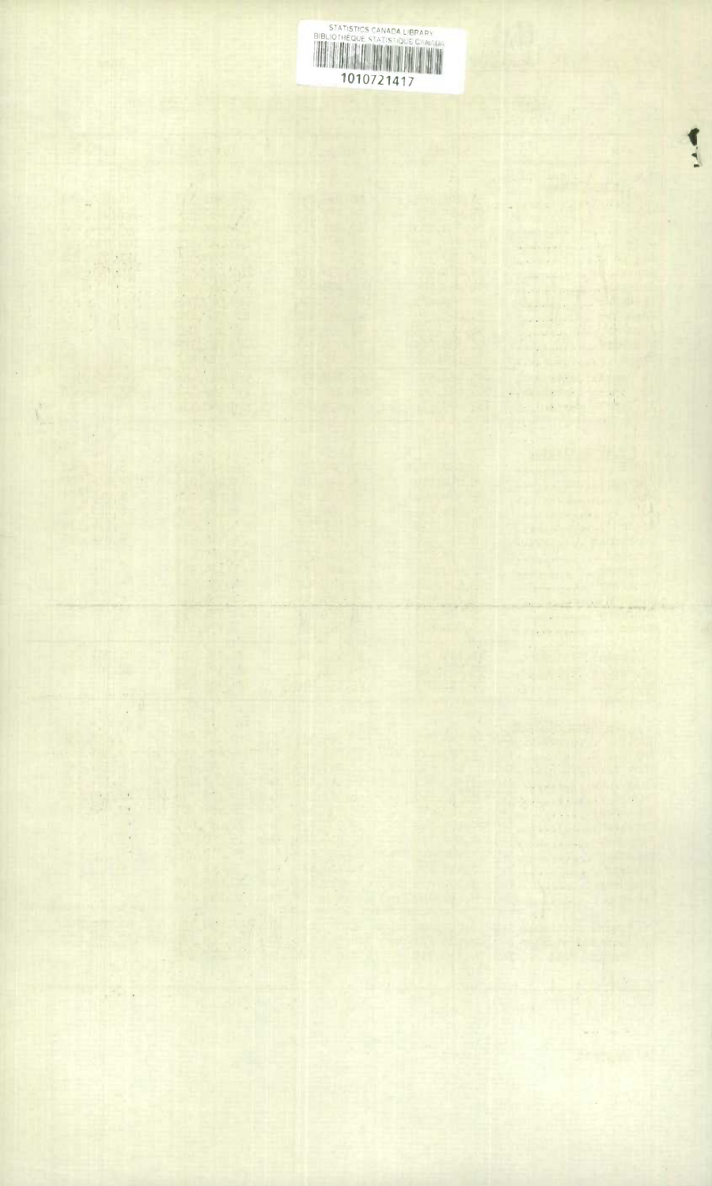STATISTICS CANADA LIBRARY
BIBLIOTHÈQUE STATISTIQUE CANADA

1010721417